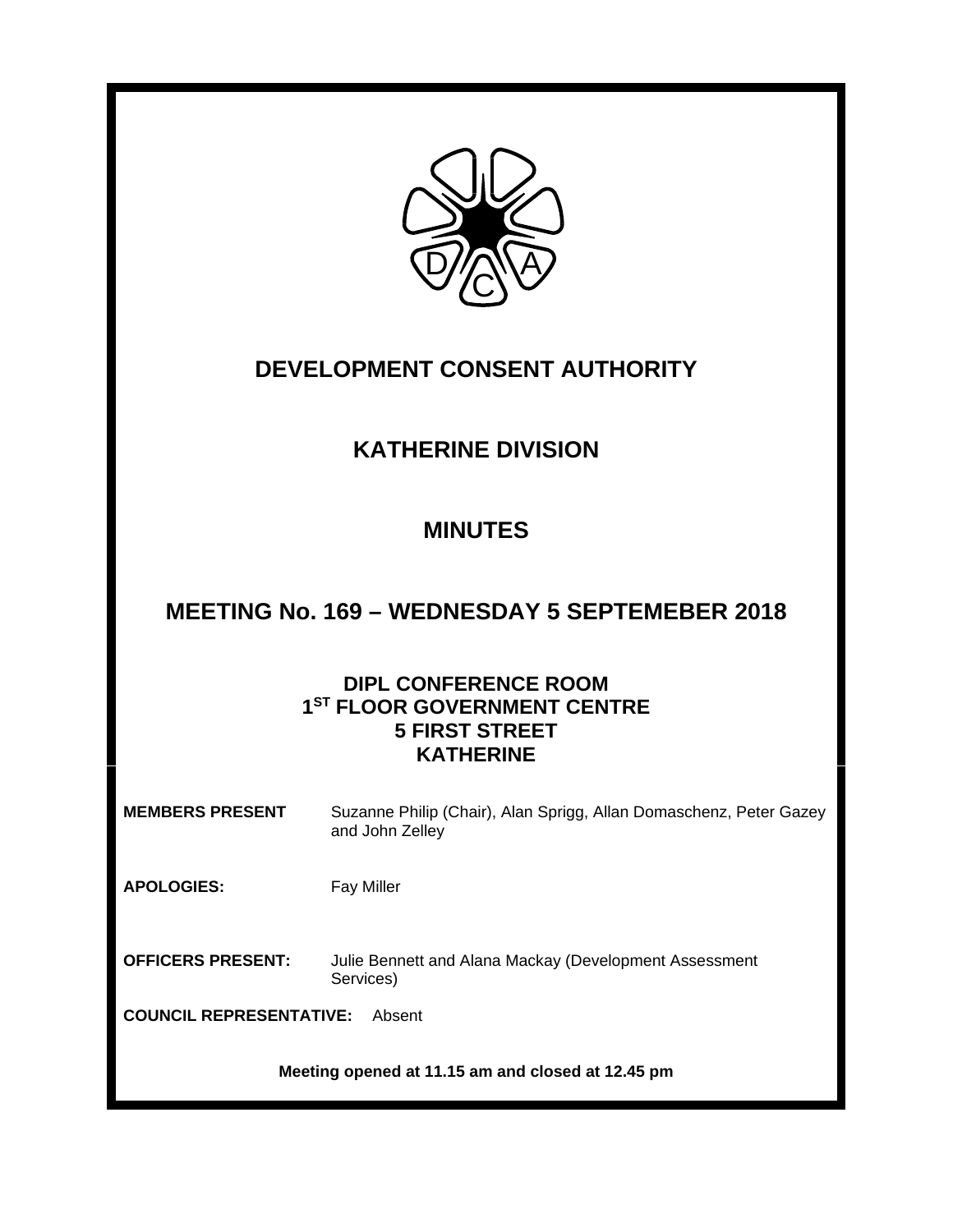# DEVELOPMENT CONSENT AUTHORITY

## KATHERINE DIVISION

## MINUTES

## MEETING No. 169 – WEDNESDAY 5 SEPTEMEBER 2018

**DIPL CONFERENCE ROOM**
**1ST FLOOR GOVERNMENT CENTRE**
**5 FIRST STREET**
**KATHERINE**

**MEMBERS PRESENT** Suzanne Philip (Chair), Alan Sprigg, Allan Domaschenz, Peter Gazey and John Zelley

**APOLOGIES:** Fay Miller

**OFFICERS PRESENT:** Julie Bennett and Alana Mackay (Development Assessment Services)

**COUNCIL REPRESENTATIVE:** Absent

**Meeting opened at 11.15 am and closed at 12.45 pm**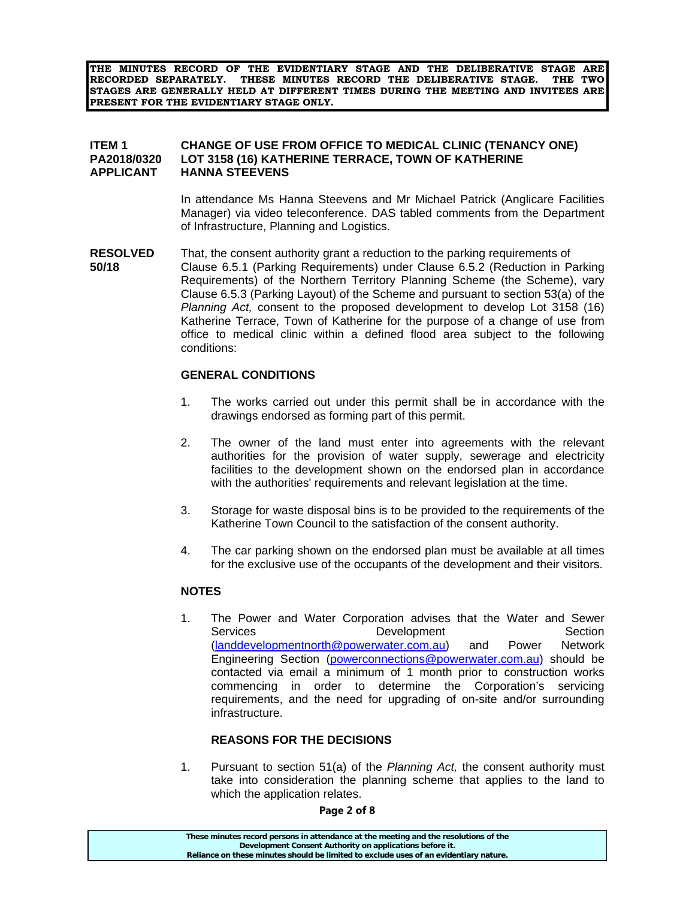**THE MINUTES RECORD OF THE EVIDENTIARY STAGE AND THE DELIBERATIVE STAGE ARE RECORDED SEPARATELY. THESE MINUTES RECORD THE DELIBERATIVE STAGE. THE TWO STAGES ARE GENERALLY HELD AT DIFFERENT TIMES DURING THE MEETING AND INVITEES ARE PRESENT FOR THE EVIDENTIARY STAGE ONLY.**

**ITEM 1** **CHANGE OF USE FROM OFFICE TO MEDICAL CLINIC (TENANCY ONE)**
**PA2018/0320** **LOT 3158 (16) KATHERINE TERRACE, TOWN OF KATHERINE**
**APPLICANT** **HANNA STEEVENS**

In attendance Ms Hanna Steevens and Mr Michael Patrick (Anglicare Facilities Manager) via video teleconference. DAS tabled comments from the Department of Infrastructure, Planning and Logistics.

**RESOLVED 50/18**

That, the consent authority grant a reduction to the parking requirements of Clause 6.5.1 (Parking Requirements) under Clause 6.5.2 (Reduction in Parking Requirements) of the Northern Territory Planning Scheme (the Scheme), vary Clause 6.5.3 (Parking Layout) of the Scheme and pursuant to section 53(a) of the *Planning Act,* consent to the proposed development to develop Lot 3158 (16) Katherine Terrace, Town of Katherine for the purpose of a change of use from office to medical clinic within a defined flood area subject to the following conditions:

**GENERAL CONDITIONS**

1. The works carried out under this permit shall be in accordance with the drawings endorsed as forming part of this permit.

2. The owner of the land must enter into agreements with the relevant authorities for the provision of water supply, sewerage and electricity facilities to the development shown on the endorsed plan in accordance with the authorities' requirements and relevant legislation at the time.

3. Storage for waste disposal bins is to be provided to the requirements of the Katherine Town Council to the satisfaction of the consent authority.

4. The car parking shown on the endorsed plan must be available at all times for the exclusive use of the occupants of the development and their visitors.

**NOTES**

1. The Power and Water Corporation advises that the Water and Sewer Services Development Section (landdevelopmentnorth@powerwater.com.au) and Power Network Engineering Section (powerconnections@powerwater.com.au) should be contacted via email a minimum of 1 month prior to construction works commencing in order to determine the Corporation's servicing requirements, and the need for upgrading of on-site and/or surrounding infrastructure.

**REASONS FOR THE DECISIONS**

1. Pursuant to section 51(a) of the *Planning Act,* the consent authority must take into consideration the planning scheme that applies to the land to which the application relates.

These minutes record persons in attendance at the meeting and the resolutions of the Development Consent Authority on applications before it. Reliance on these minutes should be limited to exclude uses of an evidentiary nature.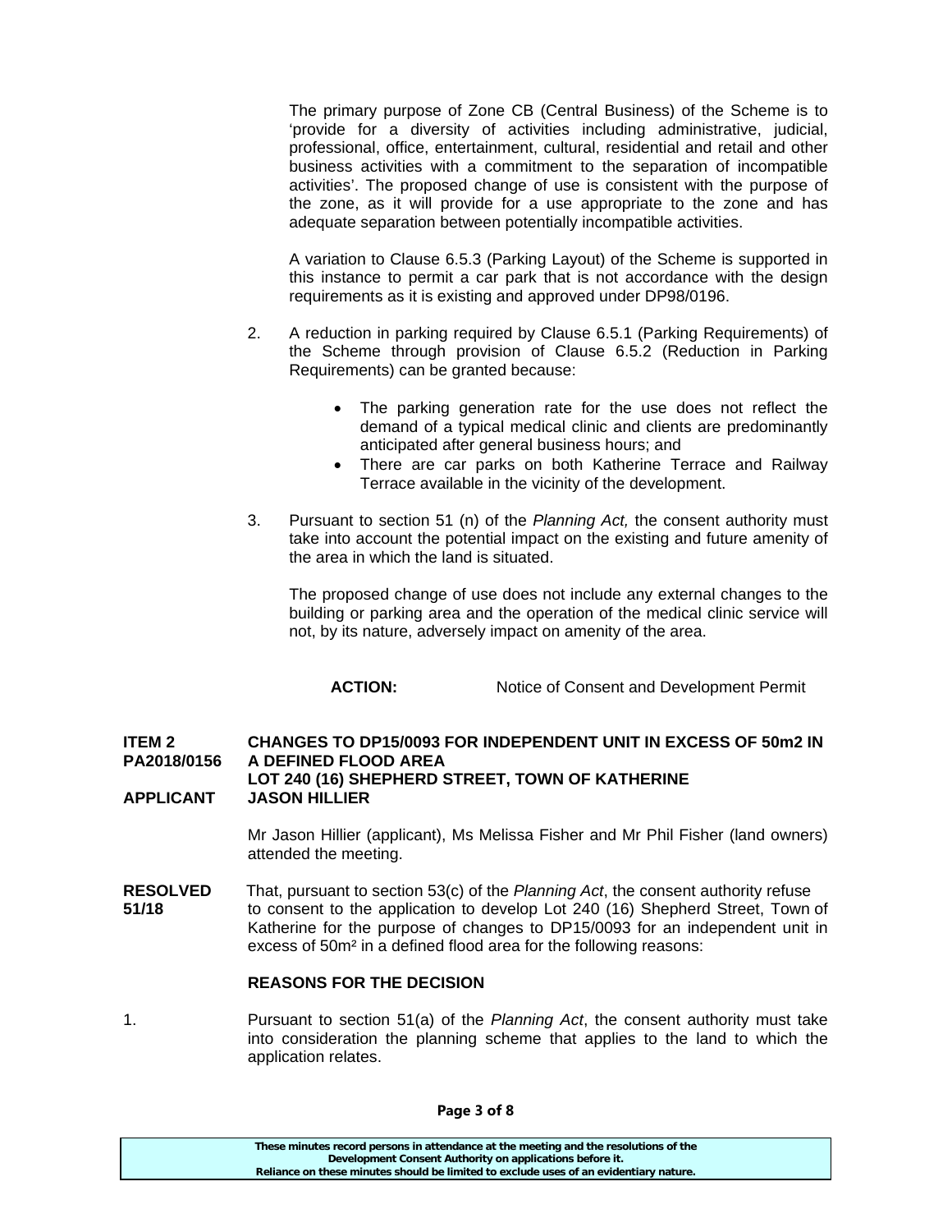The primary purpose of Zone CB (Central Business) of the Scheme is to 'provide for a diversity of activities including administrative, judicial, professional, office, entertainment, cultural, residential and retail and other business activities with a commitment to the separation of incompatible activities'. The proposed change of use is consistent with the purpose of the zone, as it will provide for a use appropriate to the zone and has adequate separation between potentially incompatible activities.

A variation to Clause 6.5.3 (Parking Layout) of the Scheme is supported in this instance to permit a car park that is not accordance with the design requirements as it is existing and approved under DP98/0196.

2. A reduction in parking required by Clause 6.5.1 (Parking Requirements) of the Scheme through provision of Clause 6.5.2 (Reduction in Parking Requirements) can be granted because:

   - The parking generation rate for the use does not reflect the demand of a typical medical clinic and clients are predominantly anticipated after general business hours; and
   - There are car parks on both Katherine Terrace and Railway Terrace available in the vicinity of the development.

3. Pursuant to section 51 (n) of the *Planning Act,* the consent authority must take into account the potential impact on the existing and future amenity of the area in which the land is situated.

   The proposed change of use does not include any external changes to the building or parking area and the operation of the medical clinic service will not, by its nature, adversely impact on amenity of the area.

**ACTION:** Notice of Consent and Development Permit

**ITEM 2** **CHANGES TO DP15/0093 FOR INDEPENDENT UNIT IN EXCESS OF 50m2 IN**
**PA2018/0156** **A DEFINED FLOOD AREA**
**LOT 240 (16) SHEPHERD STREET, TOWN OF KATHERINE**
**APPLICANT** **JASON HILLIER**

Mr Jason Hillier (applicant), Ms Melissa Fisher and Mr Phil Fisher (land owners) attended the meeting.

**RESOLVED 51/18** That, pursuant to section 53(c) of the *Planning Act*, the consent authority refuse to consent to the application to develop Lot 240 (16) Shepherd Street, Town of Katherine for the purpose of changes to DP15/0093 for an independent unit in excess of 50m² in a defined flood area for the following reasons:

**REASONS FOR THE DECISION**

1. Pursuant to section 51(a) of the *Planning Act*, the consent authority must take into consideration the planning scheme that applies to the land to which the application relates.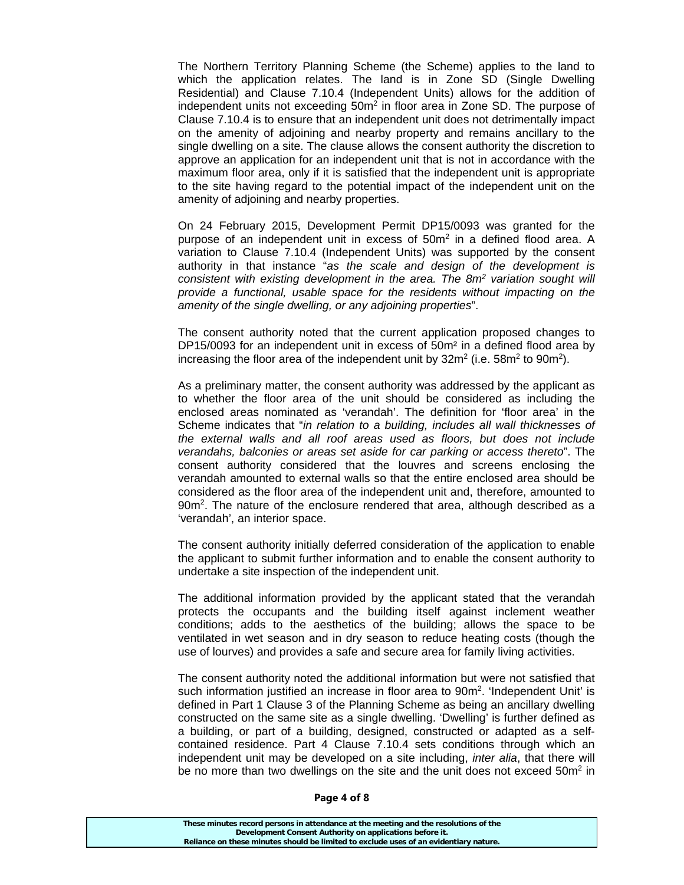The Northern Territory Planning Scheme (the Scheme) applies to the land to which the application relates. The land is in Zone SD (Single Dwelling Residential) and Clause 7.10.4 (Independent Units) allows for the addition of independent units not exceeding $50m^2$ in floor area in Zone SD. The purpose of Clause 7.10.4 is to ensure that an independent unit does not detrimentally impact on the amenity of adjoining and nearby property and remains ancillary to the single dwelling on a site. The clause allows the consent authority the discretion to approve an application for an independent unit that is not in accordance with the maximum floor area, only if it is satisfied that the independent unit is appropriate to the site having regard to the potential impact of the independent unit on the amenity of adjoining and nearby properties.

On 24 February 2015, Development Permit DP15/0093 was granted for the purpose of an independent unit in excess of $50m^2$ in a defined flood area. A variation to Clause 7.10.4 (Independent Units) was supported by the consent authority in that instance "*as the scale and design of the development is consistent with existing development in the area. The 8m² variation sought will provide a functional, usable space for the residents without impacting on the amenity of the single dwelling, or any adjoining properties*".

The consent authority noted that the current application proposed changes to DP15/0093 for an independent unit in excess of $50m^2$ in a defined flood area by increasing the floor area of the independent unit by $32m^2$ (i.e. $58m^2$ to $90m^2$).

As a preliminary matter, the consent authority was addressed by the applicant as to whether the floor area of the unit should be considered as including the enclosed areas nominated as 'verandah'. The definition for 'floor area' in the Scheme indicates that "*in relation to a building, includes all wall thicknesses of the external walls and all roof areas used as floors, but does not include verandahs, balconies or areas set aside for car parking or access thereto*". The consent authority considered that the louvres and screens enclosing the verandah amounted to external walls so that the entire enclosed area should be considered as the floor area of the independent unit and, therefore, amounted to $90m^2$. The nature of the enclosure rendered that area, although described as a 'verandah', an interior space.

The consent authority initially deferred consideration of the application to enable the applicant to submit further information and to enable the consent authority to undertake a site inspection of the independent unit.

The additional information provided by the applicant stated that the verandah protects the occupants and the building itself against inclement weather conditions; adds to the aesthetics of the building; allows the space to be ventilated in wet season and in dry season to reduce heating costs (though the use of lourves) and provides a safe and secure area for family living activities.

The consent authority noted the additional information but were not satisfied that such information justified an increase in floor area to $90m^2$. 'Independent Unit' is defined in Part 1 Clause 3 of the Planning Scheme as being an ancillary dwelling constructed on the same site as a single dwelling. 'Dwelling' is further defined as a building, or part of a building, designed, constructed or adapted as a self-contained residence. Part 4 Clause 7.10.4 sets conditions through which an independent unit may be developed on a site including, *inter alia*, that there will be no more than two dwellings on the site and the unit does not exceed $50m^2$ in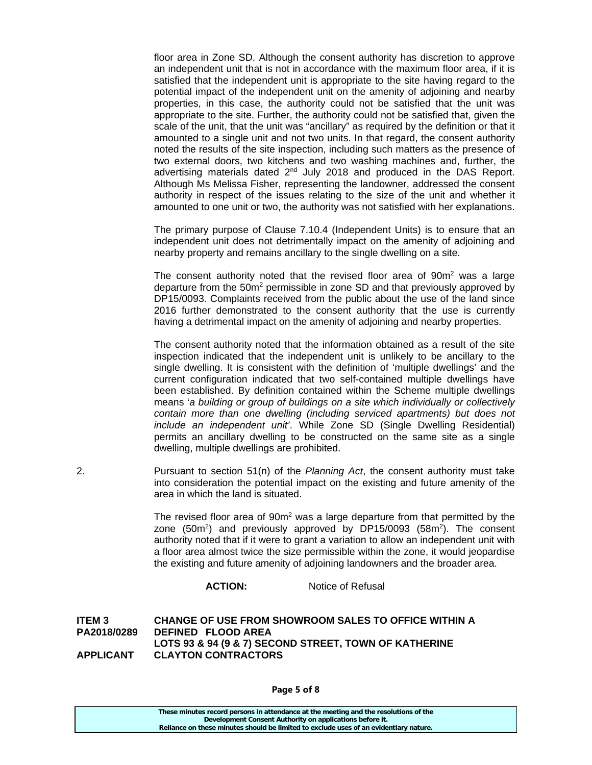floor area in Zone SD. Although the consent authority has discretion to approve an independent unit that is not in accordance with the maximum floor area, if it is satisfied that the independent unit is appropriate to the site having regard to the potential impact of the independent unit on the amenity of adjoining and nearby properties, in this case, the authority could not be satisfied that the unit was appropriate to the site. Further, the authority could not be satisfied that, given the scale of the unit, that the unit was "ancillary" as required by the definition or that it amounted to a single unit and not two units. In that regard, the consent authority noted the results of the site inspection, including such matters as the presence of two external doors, two kitchens and two washing machines and, further, the advertising materials dated 2nd July 2018 and produced in the DAS Report. Although Ms Melissa Fisher, representing the landowner, addressed the consent authority in respect of the issues relating to the size of the unit and whether it amounted to one unit or two, the authority was not satisfied with her explanations.

The primary purpose of Clause 7.10.4 (Independent Units) is to ensure that an independent unit does not detrimentally impact on the amenity of adjoining and nearby property and remains ancillary to the single dwelling on a site.

The consent authority noted that the revised floor area of 90m$^2$ was a large departure from the 50m$^2$ permissible in zone SD and that previously approved by DP15/0093. Complaints received from the public about the use of the land since 2016 further demonstrated to the consent authority that the use is currently having a detrimental impact on the amenity of adjoining and nearby properties.

The consent authority noted that the information obtained as a result of the site inspection indicated that the independent unit is unlikely to be ancillary to the single dwelling. It is consistent with the definition of 'multiple dwellings' and the current configuration indicated that two self-contained multiple dwellings have been established. By definition contained within the Scheme multiple dwellings means '*a building or group of buildings on a site which individually or collectively contain more than one dwelling (including serviced apartments) but does not include an independent unit*'. While Zone SD (Single Dwelling Residential) permits an ancillary dwelling to be constructed on the same site as a single dwelling, multiple dwellings are prohibited.

2. Pursuant to section 51(n) of the *Planning Act*, the consent authority must take into consideration the potential impact on the existing and future amenity of the area in which the land is situated.

The revised floor area of 90m$^2$ was a large departure from that permitted by the zone (50m$^2$) and previously approved by DP15/0093 (58m$^2$). The consent authority noted that if it were to grant a variation to allow an independent unit with a floor area almost twice the size permissible within the zone, it would jeopardise the existing and future amenity of adjoining landowners and the broader area.

**ACTION:** Notice of Refusal

**ITEM 3 CHANGE OF USE FROM SHOWROOM SALES TO OFFICE WITHIN A**
**PA2018/0289 DEFINED FLOOD AREA**
**LOTS 93 & 94 (9 & 7) SECOND STREET, TOWN OF KATHERINE**
**APPLICANT CLAYTON CONTRACTORS**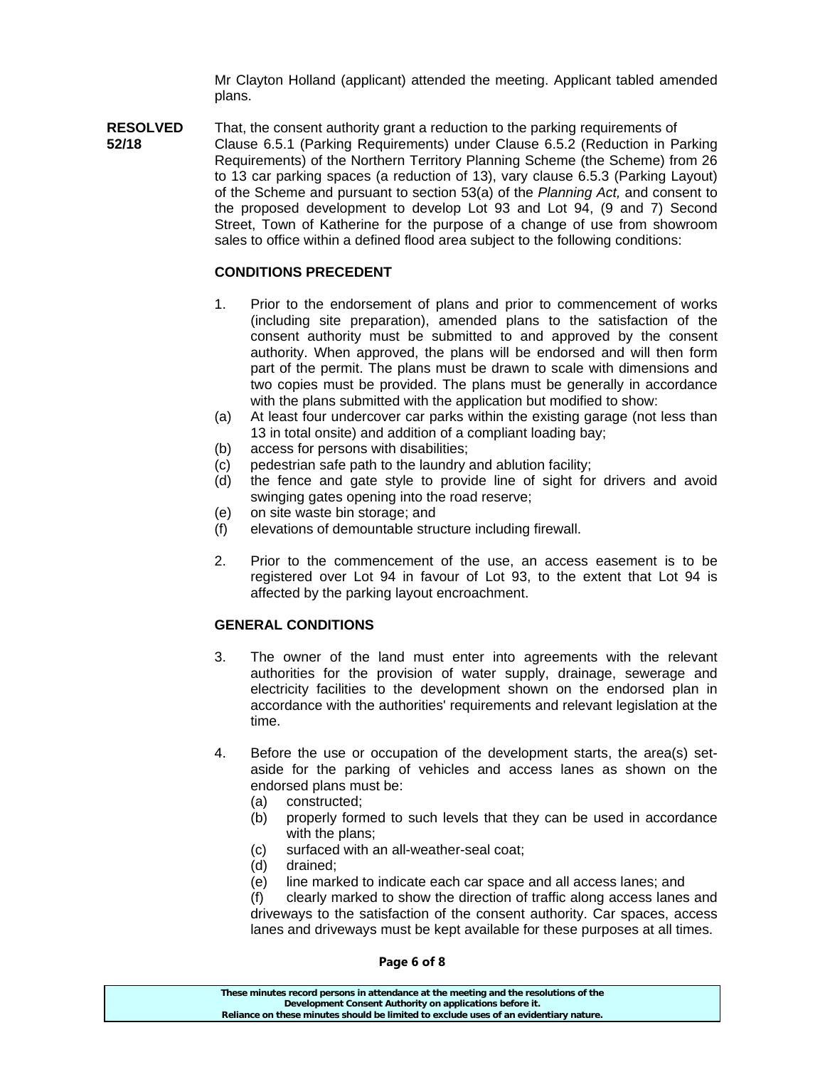Mr Clayton Holland (applicant) attended the meeting. Applicant tabled amended plans.

**RESOLVED 52/18**

That, the consent authority grant a reduction to the parking requirements of Clause 6.5.1 (Parking Requirements) under Clause 6.5.2 (Reduction in Parking Requirements) of the Northern Territory Planning Scheme (the Scheme) from 26 to 13 car parking spaces (a reduction of 13), vary clause 6.5.3 (Parking Layout) of the Scheme and pursuant to section 53(a) of the *Planning Act,* and consent to the proposed development to develop Lot 93 and Lot 94, (9 and 7) Second Street, Town of Katherine for the purpose of a change of use from showroom sales to office within a defined flood area subject to the following conditions:

**CONDITIONS PRECEDENT**

1. Prior to the endorsement of plans and prior to commencement of works (including site preparation), amended plans to the satisfaction of the consent authority must be submitted to and approved by the consent authority. When approved, the plans will be endorsed and will then form part of the permit. The plans must be drawn to scale with dimensions and two copies must be provided. The plans must be generally in accordance with the plans submitted with the application but modified to show:
   (a) At least four undercover car parks within the existing garage (not less than 13 in total onsite) and addition of a compliant loading bay;
   (b) access for persons with disabilities;
   (c) pedestrian safe path to the laundry and ablution facility;
   (d) the fence and gate style to provide line of sight for drivers and avoid swinging gates opening into the road reserve;
   (e) on site waste bin storage; and
   (f) elevations of demountable structure including firewall.

2. Prior to the commencement of the use, an access easement is to be registered over Lot 94 in favour of Lot 93, to the extent that Lot 94 is affected by the parking layout encroachment.

**GENERAL CONDITIONS**

3. The owner of the land must enter into agreements with the relevant authorities for the provision of water supply, drainage, sewerage and electricity facilities to the development shown on the endorsed plan in accordance with the authorities' requirements and relevant legislation at the time.

4. Before the use or occupation of the development starts, the area(s) set-aside for the parking of vehicles and access lanes as shown on the endorsed plans must be:
   (a) constructed;
   (b) properly formed to such levels that they can be used in accordance with the plans;
   (c) surfaced with an all-weather-seal coat;
   (d) drained;
   (e) line marked to indicate each car space and all access lanes; and
   (f) clearly marked to show the direction of traffic along access lanes and driveways to the satisfaction of the consent authority. Car spaces, access lanes and driveways must be kept available for these purposes at all times.

**These minutes record persons in attendance at the meeting and the resolutions of the Development Consent Authority on applications before it. Reliance on these minutes should be limited to exclude uses of an evidentiary nature.**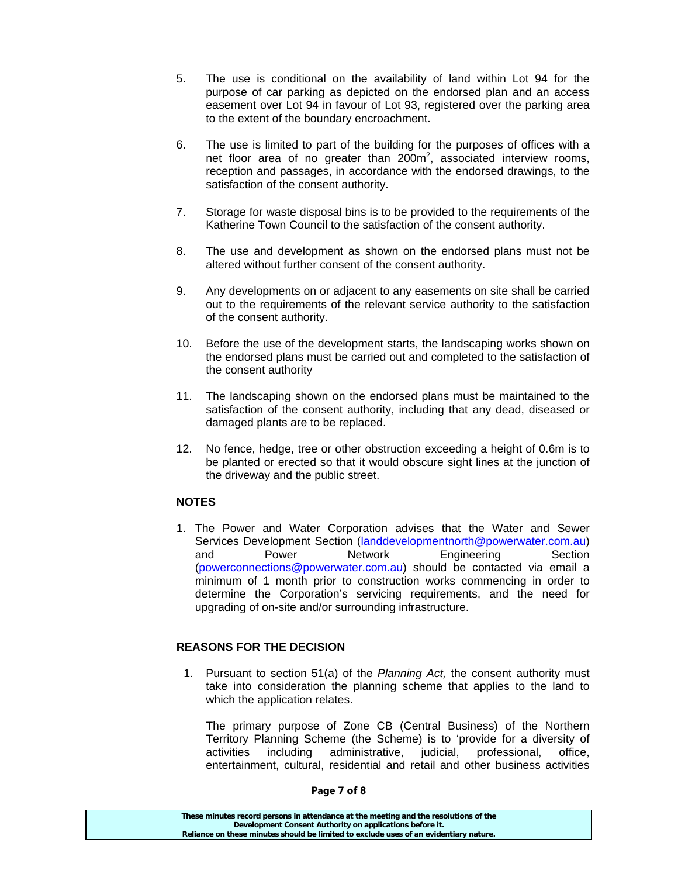5. The use is conditional on the availability of land within Lot 94 for the purpose of car parking as depicted on the endorsed plan and an access easement over Lot 94 in favour of Lot 93, registered over the parking area to the extent of the boundary encroachment.

6. The use is limited to part of the building for the purposes of offices with a net floor area of no greater than 200m$^2$, associated interview rooms, reception and passages, in accordance with the endorsed drawings, to the satisfaction of the consent authority.

7. Storage for waste disposal bins is to be provided to the requirements of the Katherine Town Council to the satisfaction of the consent authority.

8. The use and development as shown on the endorsed plans must not be altered without further consent of the consent authority.

9. Any developments on or adjacent to any easements on site shall be carried out to the requirements of the relevant service authority to the satisfaction of the consent authority.

10. Before the use of the development starts, the landscaping works shown on the endorsed plans must be carried out and completed to the satisfaction of the consent authority

11. The landscaping shown on the endorsed plans must be maintained to the satisfaction of the consent authority, including that any dead, diseased or damaged plants are to be replaced.

12. No fence, hedge, tree or other obstruction exceeding a height of 0.6m is to be planted or erected so that it would obscure sight lines at the junction of the driveway and the public street.

**NOTES**

1. The Power and Water Corporation advises that the Water and Sewer Services Development Section (landdevelopmentnorth@powerwater.com.au) and Power Network Engineering Section (powerconnections@powerwater.com.au) should be contacted via email a minimum of 1 month prior to construction works commencing in order to determine the Corporation's servicing requirements, and the need for upgrading of on-site and/or surrounding infrastructure.

**REASONS FOR THE DECISION**

1. Pursuant to section 51(a) of the *Planning Act,* the consent authority must take into consideration the planning scheme that applies to the land to which the application relates.

   The primary purpose of Zone CB (Central Business) of the Northern Territory Planning Scheme (the Scheme) is to 'provide for a diversity of activities including administrative, judicial, professional, office, entertainment, cultural, residential and retail and other business activities

These minutes record persons in attendance at the meeting and the resolutions of the Development Consent Authority on applications before it.
Reliance on these minutes should be limited to exclude uses of an evidentiary nature.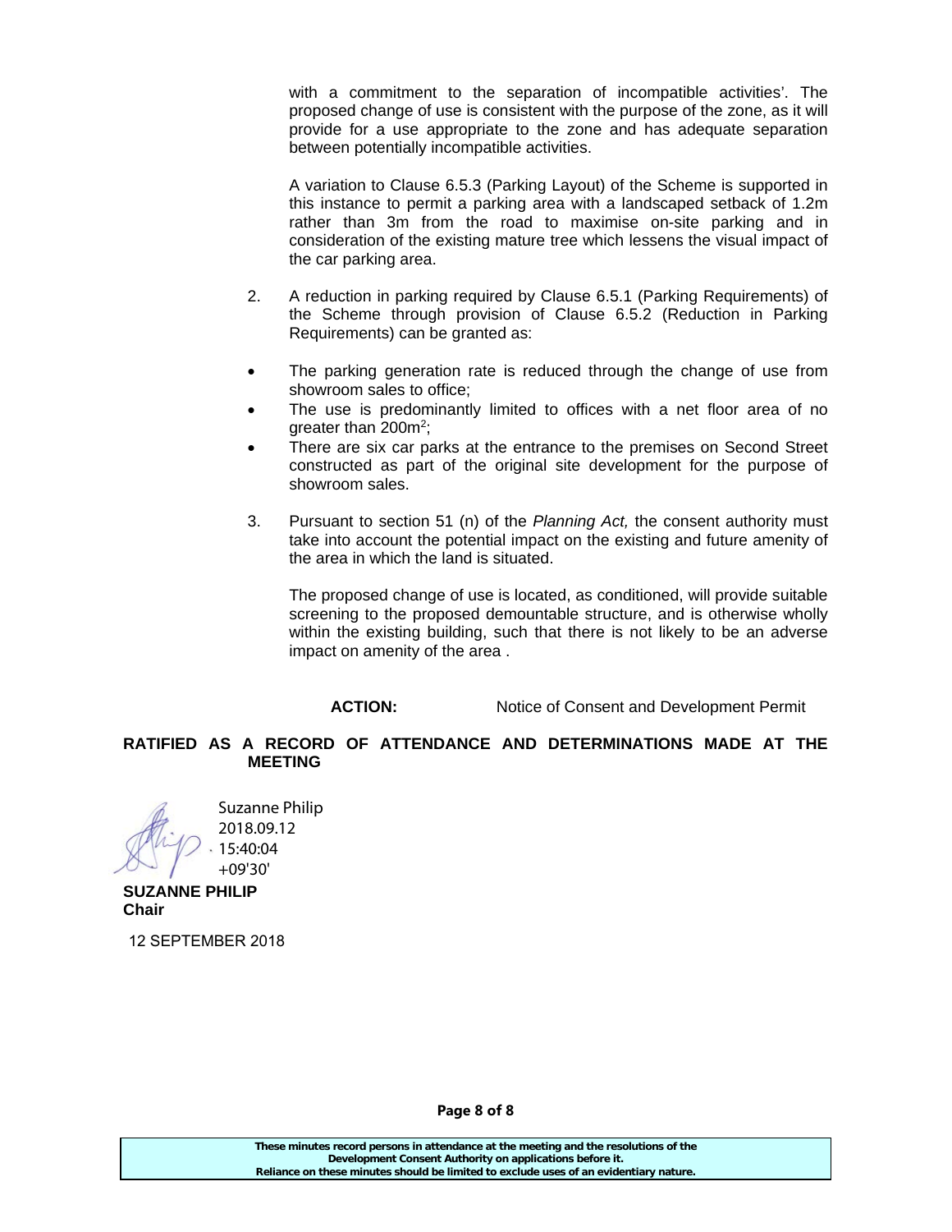with a commitment to the separation of incompatible activities'. The proposed change of use is consistent with the purpose of the zone, as it will provide for a use appropriate to the zone and has adequate separation between potentially incompatible activities.

A variation to Clause 6.5.3 (Parking Layout) of the Scheme is supported in this instance to permit a parking area with a landscaped setback of 1.2m rather than 3m from the road to maximise on-site parking and in consideration of the existing mature tree which lessens the visual impact of the car parking area.

2. A reduction in parking required by Clause 6.5.1 (Parking Requirements) of the Scheme through provision of Clause 6.5.2 (Reduction in Parking Requirements) can be granted as:

- The parking generation rate is reduced through the change of use from showroom sales to office;
- The use is predominantly limited to offices with a net floor area of no greater than 200m$^2$;
- There are six car parks at the entrance to the premises on Second Street constructed as part of the original site development for the purpose of showroom sales.

3. Pursuant to section 51 (n) of the *Planning Act,* the consent authority must take into account the potential impact on the existing and future amenity of the area in which the land is situated.

The proposed change of use is located, as conditioned, will provide suitable screening to the proposed demountable structure, and is otherwise wholly within the existing building, such that there is not likely to be an adverse impact on amenity of the area .

**ACTION:** Notice of Consent and Development Permit

**RATIFIED AS A RECORD OF ATTENDANCE AND DETERMINATIONS MADE AT THE MEETING**

Suzanne Philip
2018.09.12
15:40:04
+09'30'

**SUZANNE PHILIP**
**Chair**

12 SEPTEMBER 2018

These minutes record persons in attendance at the meeting and the resolutions of the Development Consent Authority on applications before it.
Reliance on these minutes should be limited to exclude uses of an evidentiary nature.